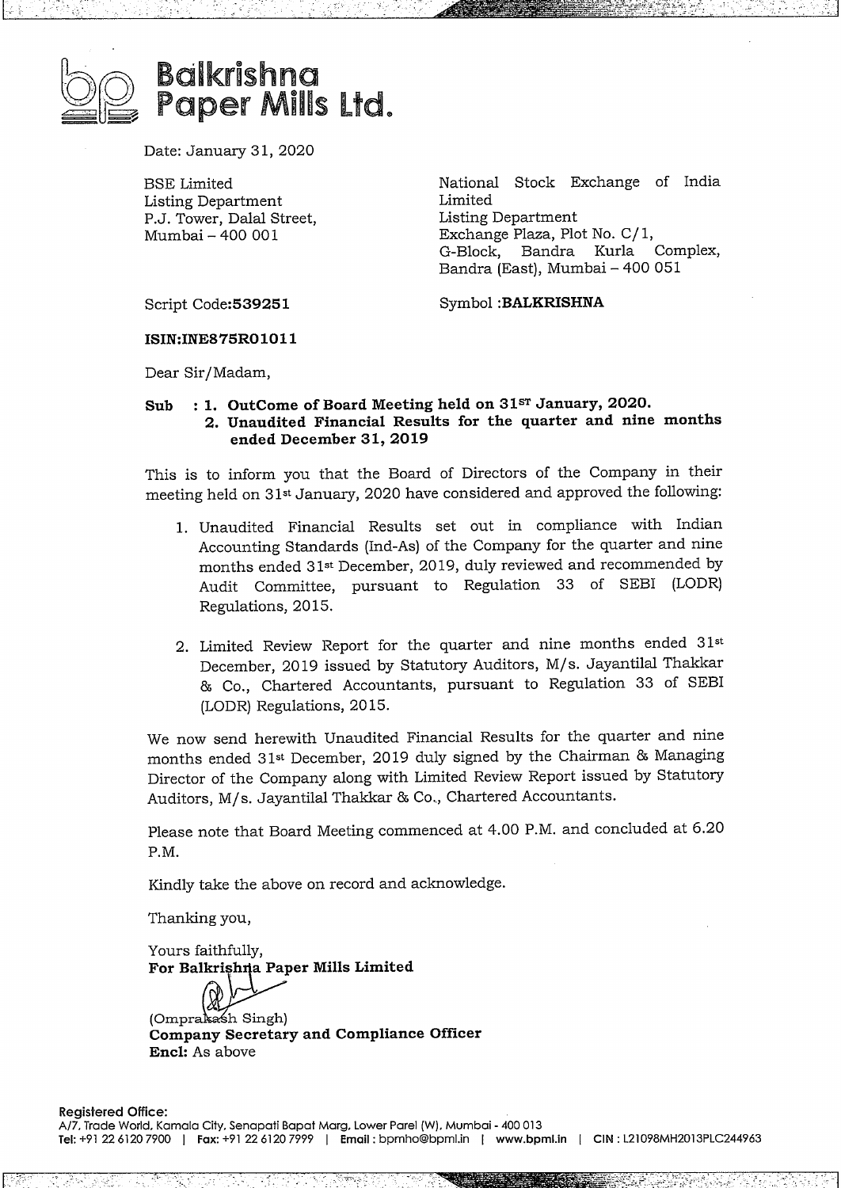# Balkrishna Paper Mills Ltd.

Date: January 31, 2020

BSE Limited
Listing Department
P.J. Tower, Dalal Street,
Mumbai – 400 001

National Stock Exchange of India Limited
Listing Department
Exchange Plaza, Plot No. C/1,
G-Block, Bandra Kurla Complex,
Bandra (East), Mumbai – 400 051

Script Code:**539251**

Symbol :**BALKRISHNA**

**ISIN:INE875R01011**

Dear Sir/Madam,

**Sub : 1. OutCome of Board Meeting held on 31ST January, 2020.**
**2. Unaudited Financial Results for the quarter and nine months ended December 31, 2019**

This is to inform you that the Board of Directors of the Company in their meeting held on 31st January, 2020 have considered and approved the following:

1. Unaudited Financial Results set out in compliance with Indian Accounting Standards (Ind-As) of the Company for the quarter and nine months ended 31st December, 2019, duly reviewed and recommended by Audit Committee, pursuant to Regulation 33 of SEBI (LODR) Regulations, 2015.

2. Limited Review Report for the quarter and nine months ended 31st December, 2019 issued by Statutory Auditors, M/s. Jayantilal Thakkar & Co., Chartered Accountants, pursuant to Regulation 33 of SEBI (LODR) Regulations, 2015.

We now send herewith Unaudited Financial Results for the quarter and nine months ended 31st December, 2019 duly signed by the Chairman & Managing Director of the Company along with Limited Review Report issued by Statutory Auditors, M/s. Jayantilal Thakkar & Co., Chartered Accountants.

Please note that Board Meeting commenced at 4.00 P.M. and concluded at 6.20 P.M.

Kindly take the above on record and acknowledge.

Thanking you,

Yours faithfully,
**For Balkrishna Paper Mills Limited**

(Omprakash Singh)
**Company Secretary and Compliance Officer**
**Encl:** As above

**Registered Office:**
A/7, Trade World, Kamala City, Senapati Bapat Marg, Lower Parel (W), Mumbai - 400 013
**Tel:** +91 22 6120 7900 | **Fax:** +91 22 6120 7999 | **Email:** bpmho@bpml.in | **www.bpml.in** | **CIN:** L21098MH2013PLC244963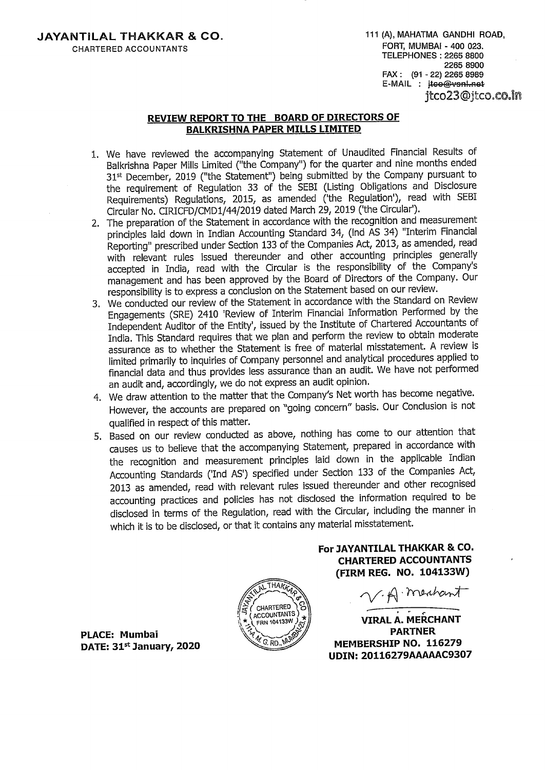**JAYANTILAL THAKKAR & CO.**
CHARTERED ACCOUNTANTS

111 (A), MAHATMA GANDHI ROAD,
FORT, MUMBAI - 400 023.
TELEPHONES : 2265 8800
2265 8900
FAX : (91 - 22) 2265 8989
E-MAIL : ~~jtco@vsnl.net~~
jtco23@jtco.co.in

## REVIEW REPORT TO THE BOARD OF DIRECTORS OF BALKRISHNA PAPER MILLS LIMITED

1. We have reviewed the accompanying Statement of Unaudited Financial Results of Balkrishna Paper Mills Limited ("the Company") for the quarter and nine months ended 31st December, 2019 ("the Statement") being submitted by the Company pursuant to the requirement of Regulation 33 of the SEBI (Listing Obligations and Disclosure Requirements) Regulations, 2015, as amended ('the Regulation'), read with SEBI Circular No. CIRICFD/CMD1/44/2019 dated March 29, 2019 ('the Circular').
2. The preparation of the Statement in accordance with the recognition and measurement principles laid down in Indian Accounting Standard 34, (Ind AS 34) "Interim Financial Reporting" prescribed under Section 133 of the Companies Act, 2013, as amended, read with relevant rules issued thereunder and other accounting principles generally accepted in India, read with the Circular is the responsibility of the Company's management and has been approved by the Board of Directors of the Company. Our responsibility is to express a conclusion on the Statement based on our review.
3. We conducted our review of the Statement in accordance with the Standard on Review Engagements (SRE) 2410 'Review of Interim Financial Information Performed by the Independent Auditor of the Entity', issued by the Institute of Chartered Accountants of India. This Standard requires that we plan and perform the review to obtain moderate assurance as to whether the Statement is free of material misstatement. A review is limited primarily to inquiries of Company personnel and analytical procedures applied to financial data and thus provides less assurance than an audit. We have not performed an audit and, accordingly, we do not express an audit opinion.
4. We draw attention to the matter that the Company's Net worth has become negative. However, the accounts are prepared on "going concern" basis. Our Conclusion is not qualified in respect of this matter.
5. Based on our review conducted as above, nothing has come to our attention that causes us to believe that the accompanying Statement, prepared in accordance with the recognition and measurement principles laid down in the applicable Indian Accounting Standards ('Ind AS') specified under Section 133 of the Companies Act, 2013 as amended, read with relevant rules issued thereunder and other recognised accounting practices and policies has not disclosed the information required to be disclosed in terms of the Regulation, read with the Circular, including the manner in which it is to be disclosed, or that it contains any material misstatement.

**For JAYANTILAL THAKKAR & CO.**
**CHARTERED ACCOUNTANTS**
**(FIRM REG. NO. 104133W)**

V. A. Merchant

**VIRAL A. MERCHANT**
**PARTNER**
**MEMBERSHIP NO. 116279**
**UDIN: 20116279AAAAAC9307**

**PLACE: Mumbai**
**DATE: 31st January, 2020**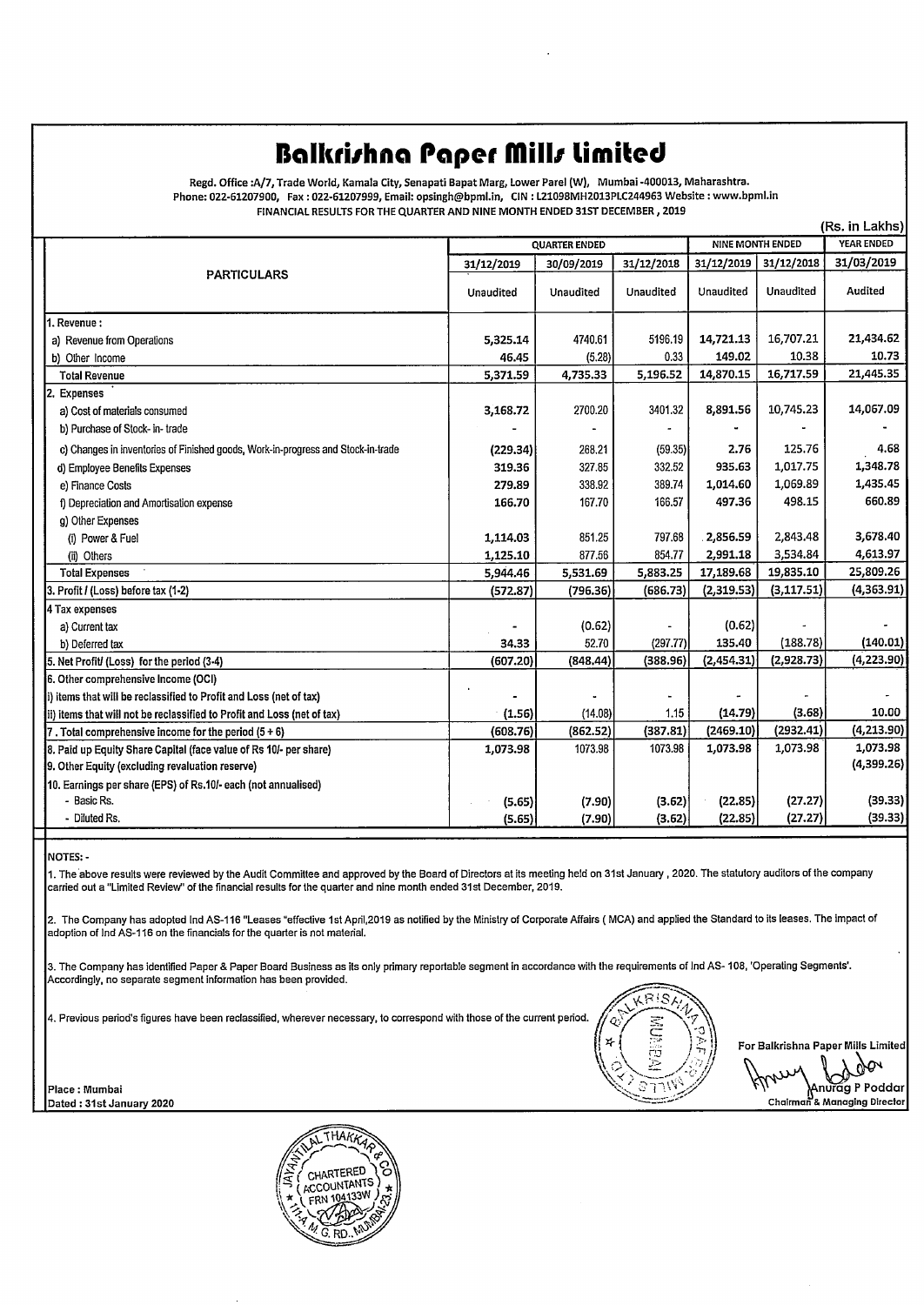# Balkrishna Paper Mills Limited

Regd. Office :A/7, Trade World, Kamala City, Senapati Bapat Marg, Lower Parel (W), Mumbai -400013, Maharashtra.
Phone: 022-61207900, Fax : 022-61207999, Email: opsingh@bpml.in, CIN : L21098MH2013PLC244963 Website : www.bpml.in
FINANCIAL RESULTS FOR THE QUARTER AND NINE MONTH ENDED 31ST DECEMBER , 2019

(Rs. in Lakhs)

| PARTICULARS | QUARTER ENDED | | | NINE MONTH ENDED | | YEAR ENDED |
|---|---|---|---|---|---|---|
| | 31/12/2019 | 30/09/2019 | 31/12/2018 | 31/12/2019 | 31/12/2018 | 31/03/2019 |
| | Unaudited | Unaudited | Unaudited | Unaudited | Unaudited | Audited |
| 1. Revenue : | | | | | | |
| a) Revenue from Operations | 5,325.14 | 4740.61 | 5196.19 | 14,721.13 | 16,707.21 | 21,434.62 |
| b) Other Income | 46.45 | (5.28) | 0.33 | 149.02 | 10.38 | 10.73 |
| Total Revenue | 5,371.59 | 4,735.33 | 5,196.52 | 14,870.15 | 16,717.59 | 21,445.35 |
| 2. Expenses | | | | | | |
| a) Cost of materials consumed | 3,168.72 | 2700.20 | 3401.32 | 8,891.56 | 10,745.23 | 14,067.09 |
| b) Purchase of Stock- in- trade | - | - | - | - | - | - |
| c) Changes in inventories of Finished goods, Work-in-progress and Stock-in-trade | (229.34) | 268.21 | (59.35) | 2.76 | 125.76 | 4.68 |
| d) Employee Benefits Expenses | 319.36 | 327.85 | 332.52 | 935.63 | 1,017.75 | 1,348.78 |
| e) Finance Costs | 279.89 | 338.92 | 389.74 | 1,014.60 | 1,069.89 | 1,435.45 |
| f) Depreciation and Amortisation expense | 166.70 | 167.70 | 166.57 | 497.36 | 498.15 | 660.89 |
| g) Other Expenses | | | | | | |
| (i) Power & Fuel | 1,114.03 | 851.25 | 797.68 | 2,856.59 | 2,843.48 | 3,678.40 |
| (ii) Others | 1,125.10 | 877.56 | 854.77 | 2,991.18 | 3,534.84 | 4,613.97 |
| Total Expenses | 5,944.46 | 5,531.69 | 5,883.25 | 17,189.68 | 19,835.10 | 25,809.26 |
| 3. Profit / (Loss) before tax (1-2) | (572.87) | (796.36) | (686.73) | (2,319.53) | (3,117.51) | (4,363.91) |
| 4 Tax expenses | | | | | | |
| a) Current tax | - | (0.62) | - | (0.62) | - | - |
| b) Deferred tax | 34.33 | 52.70 | (297.77) | 135.40 | (188.78) | (140.01) |
| 5. Net Profit/ (Loss) for the period (3-4) | (607.20) | (848.44) | (388.96) | (2,454.31) | (2,928.73) | (4,223.90) |
| 6. Other comprehensive Income (OCI) | | | | | | |
| i) items that will be reclassified to Profit and Loss (net of tax) | - | - | - | - | - | - |
| ii) items that will not be reclassified to Profit and Loss (net of tax) | (1.56) | (14.08) | 1.15 | (14.79) | (3.68) | 10.00 |
| 7 . Total comprehensive income for the period (5 + 6) | (608.76) | (862.52) | (387.81) | (2469.10) | (2932.41) | (4,213.90) |
| 8. Paid up Equity Share Capital (face value of Rs 10/- per share) | 1,073.98 | 1073.98 | 1073.98 | 1,073.98 | 1,073.98 | 1,073.98 |
| 9. Other Equity (excluding revaluation reserve) | | | | | | (4,399.26) |
| 10. Earnings per share (EPS) of Rs.10/- each (not annualised) | | | | | | |
| - Basic Rs. | (5.65) | (7.90) | (3.62) | (22.85) | (27.27) | (39.33) |
| - Diluted Rs. | (5.65) | (7.90) | (3.62) | (22.85) | (27.27) | (39.33) |

NOTES: -

1. The above results were reviewed by the Audit Committee and approved by the Board of Directors at its meeting held on 31st January , 2020. The statutory auditors of the company carried out a "Limited Review" of the financial results for the quarter and nine month ended 31st December, 2019.

2. The Company has adopted Ind AS-116 "Leases "effective 1st April,2019 as notified by the Ministry of Corporate Affairs ( MCA) and applied the Standard to its leases. The impact of adoption of Ind AS-116 on the financials for the quarter is not material.

3. The Company has identified Paper & Paper Board Business as its only primary reportable segment in accordance with the requirements of Ind AS- 108, 'Operating Segments'. Accordingly, no separate segment information has been provided.

4. Previous period's figures have been reclassified, wherever necessary, to correspond with those of the current period.

Place : Mumbai
Dated : 31st January 2020

For Balkrishna Paper Mills Limited

Anurag P Poddar
Chairman & Managing Director